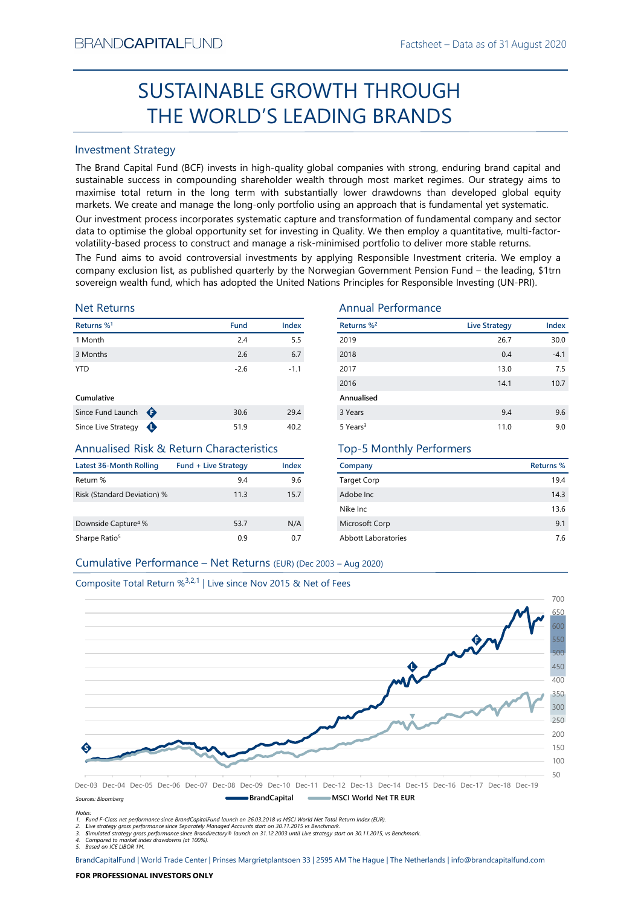BRANDCAPITALFUND

Factsheet – Data as of 31 August 2020

# SUSTAINABLE GROWTH THROUGH THE WORLD'S LEADING BRANDS

## Investment Strategy

The Brand Capital Fund (BCF) invests in high-quality global companies with strong, enduring brand capital and sustainable success in compounding shareholder wealth through most market regimes. Our strategy aims to maximise total return in the long term with substantially lower drawdowns than developed global equity markets. We create and manage the long-only portfolio using an approach that is fundamental yet systematic.

Our investment process incorporates systematic capture and transformation of fundamental company and sector data to optimise the global opportunity set for investing in Quality. We then employ a quantitative, multi-factor-volatility-based process to construct and manage a risk-minimised portfolio to deliver more stable returns.

The Fund aims to avoid controversial investments by applying Responsible Investment criteria. We employ a company exclusion list, as published quarterly by the Norwegian Government Pension Fund – the leading, $1trn sovereign wealth fund, which has adopted the United Nations Principles for Responsible Investing (UN-PRI).

## Net Returns

| Returns %[1] | Fund | Index |
|---|---|---|
| 1 Month | 2.4 | 5.5 |
| 3 Months | 2.6 | 6.7 |
| YTD | -2.6 | -1.1 |
| **Cumulative** | | |
| Since Fund Launch (F) | 30.6 | 29.4 |
| Since Live Strategy (L) | 51.9 | 40.2 |

## Annual Performance

| Returns %[2] | Live Strategy | Index |
|---|---|---|
| 2019 | 26.7 | 30.0 |
| 2018 | 0.4 | -4.1 |
| 2017 | 13.0 | 7.5 |
| 2016 | 14.1 | 10.7 |
| **Annualised** | | |
| 3 Years | 9.4 | 9.6 |
| 5 Years[3] | 11.0 | 9.0 |

## Annualised Risk & Return Characteristics

| Latest 36-Month Rolling | Fund + Live Strategy | Index |
|---|---|---|
| Return % | 9.4 | 9.6 |
| Risk (Standard Deviation) % | 11.3 | 15.7 |
| Downside Capture[4] % | 53.7 | N/A |
| Sharpe Ratio[5] | 0.9 | 0.7 |

## Top-5 Monthly Performers

| Company | Returns % |
|---|---|
| Target Corp | 19.4 |
| Adobe Inc | 14.3 |
| Nike Inc | 13.6 |
| Microsoft Corp | 9.1 |
| Abbott Laboratories | 7.6 |

## Cumulative Performance – Net Returns (EUR) (Dec 2003 – Aug 2020)

Composite Total Return %[3,2,1] | Live since Nov 2015 & Net of Fees

BrandCapital — MSCI World Net TR EUR

Sources: Bloomberg

Notes:
1. Fund F-Class net performance since BrandCapitalFund launch on 26.03.2018 vs MSCI World Net Total Return Index (EUR).
2. Live strategy gross performance since Separately Managed Accounts start on 30.11.2015 vs Benchmark.
3. Simulated strategy gross performance since Brandirectory® launch on 31.12.2003 until Live strategy start on 30.11.2015, vs Benchmark.
4. Compared to market index drawdowns (at 100%).
5. Based on ICE LIBOR 1M.

BrandCapitalFund | World Trade Center | Prinses Margrietplantsoen 33 | 2595 AM The Hague | The Netherlands | info@brandcapitalfund.com

**FOR PROFESSIONAL INVESTORS ONLY**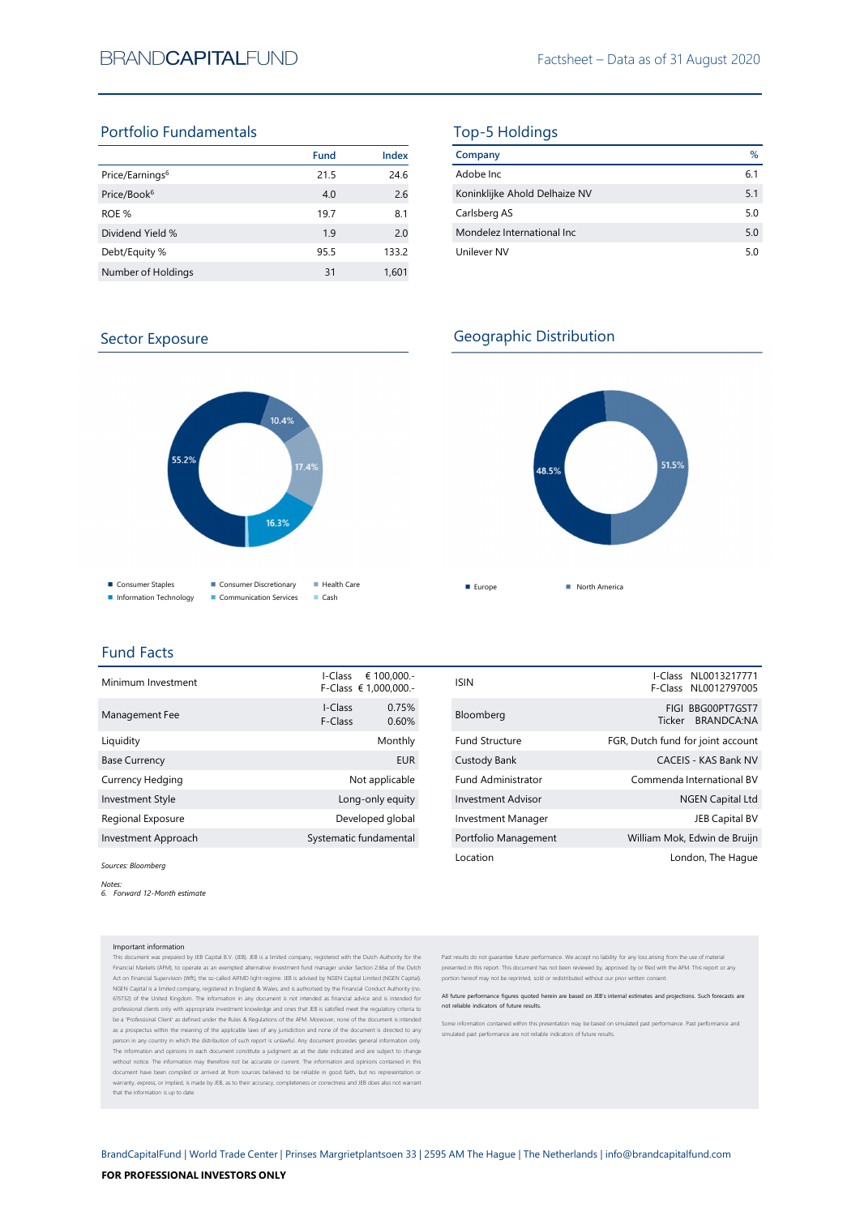BRANDCAPITALFUND

Factsheet – Data as of 31 August 2020

## Portfolio Fundamentals

| | Fund | Index |
|---|---|---|
| Price/Earnings[6] | 21.5 | 24.6 |
| Price/Book[6] | 4.0 | 2.6 |
| ROE % | 19.7 | 8.1 |
| Dividend Yield % | 1.9 | 2.0 |
| Debt/Equity % | 95.5 | 133.2 |
| Number of Holdings | 31 | 1,601 |

## Top-5 Holdings

| Company | % |
|---|---|
| Adobe Inc | 6.1 |
| Koninklijke Ahold Delhaize NV | 5.1 |
| Carlsberg AS | 5.0 |
| Mondelez International Inc | 5.0 |
| Unilever NV | 5.0 |

## Sector Exposure

55.2%
10.4%
17.4%
16.3%

Consumer Staples
Consumer Discretionary
Health Care
Information Technology
Communication Services
Cash

## Geographic Distribution

48.5%
51.5%

Europe
North America

## Fund Facts

| | |
|---|---|
| Minimum Investment | I-Class € 100,000.- <br> F-Class € 1,000,000.- |
| Management Fee | I-Class 0.75% <br> F-Class 0.60% |
| Liquidity | Monthly |
| Base Currency | EUR |
| Currency Hedging | Not applicable |
| Investment Style | Long-only equity |
| Regional Exposure | Developed global |
| Investment Approach | Systematic fundamental |

| | |
|---|---|
| ISIN | I-Class NL0013217771 <br> F-Class NL0012797005 |
| Bloomberg | FIGI BBG00PT7GST7 <br> Ticker BRANDCA:NA |
| Fund Structure | FGR, Dutch fund for joint account |
| Custody Bank | CACEIS - KAS Bank NV |
| Fund Administrator | Commenda International BV |
| Investment Advisor | NGEN Capital Ltd |
| Investment Manager | JEB Capital BV |
| Portfolio Management | William Mok, Edwin de Bruijn |
| Location | London, The Hague |

*Sources: Bloomberg*

*Notes:*
*6. Forward 12-Month estimate*

Important information

This document was prepared by JEB Capital B.V. (JEB). JEB is a limited company, registered with the Dutch Authority for the Financial Markets (AFM), to operate as an exempted alternative investment fund manager under Section 2:66a of the Dutch Act on Financial Supervision (Wft), the so-called AIFMD light-regime. JEB is advised by NGEN Capital Limited (NGEN Capital). NGEN Capital is a limited company, registered in England & Wales, and is authorised by the Financial Conduct Authority (no. 615732) of the United Kingdom. The information in any document is not intended as financial advice and is intended for professional clients only with appropriate investment knowledge and ones that JEB is satisfied meet the regulatory criteria to be a 'Professional Client' as defined under the Rules & Regulations of the AFM. Moreover, none of the document is intended as a prospectus within the meaning of the applicable laws of any jurisdiction and none of the document is directed to any person in any country in which the distribution of such report is unlawful. Any document provides general information only. The information and opinions in each document constitute a judgment as at the date indicated and are subject to change without notice. The information may therefore not be accurate or current. The information and opinions contained in this document have been compiled or arrived at from sources believed to be reliable in good faith, but no representation or warranty, express, or implied, is made by JEB, as to their accuracy, completeness or correctness and JEB does also not warrant that the information is up to date.

Past results do not guarantee future performance. We accept no liability for any loss arising from the use of material presented in this report. This document has not been reviewed by, approved by or filed with the AFM. This report or any portion hereof may not be reprinted, sold or redistributed without our prior written consent.

All future performance figures quoted herein are based on JEB's internal estimates and projections. Such forecasts are not reliable indicators of future results.

Some information contained within this presentation may be based on simulated past performance. Past performance and simulated past performance are not reliable indicators of future results.

BrandCapitalFund | World Trade Center | Prinses Margrietplantsoen 33 | 2595 AM The Hague | The Netherlands | info@brandcapitalfund.com

**FOR PROFESSIONAL INVESTORS ONLY**